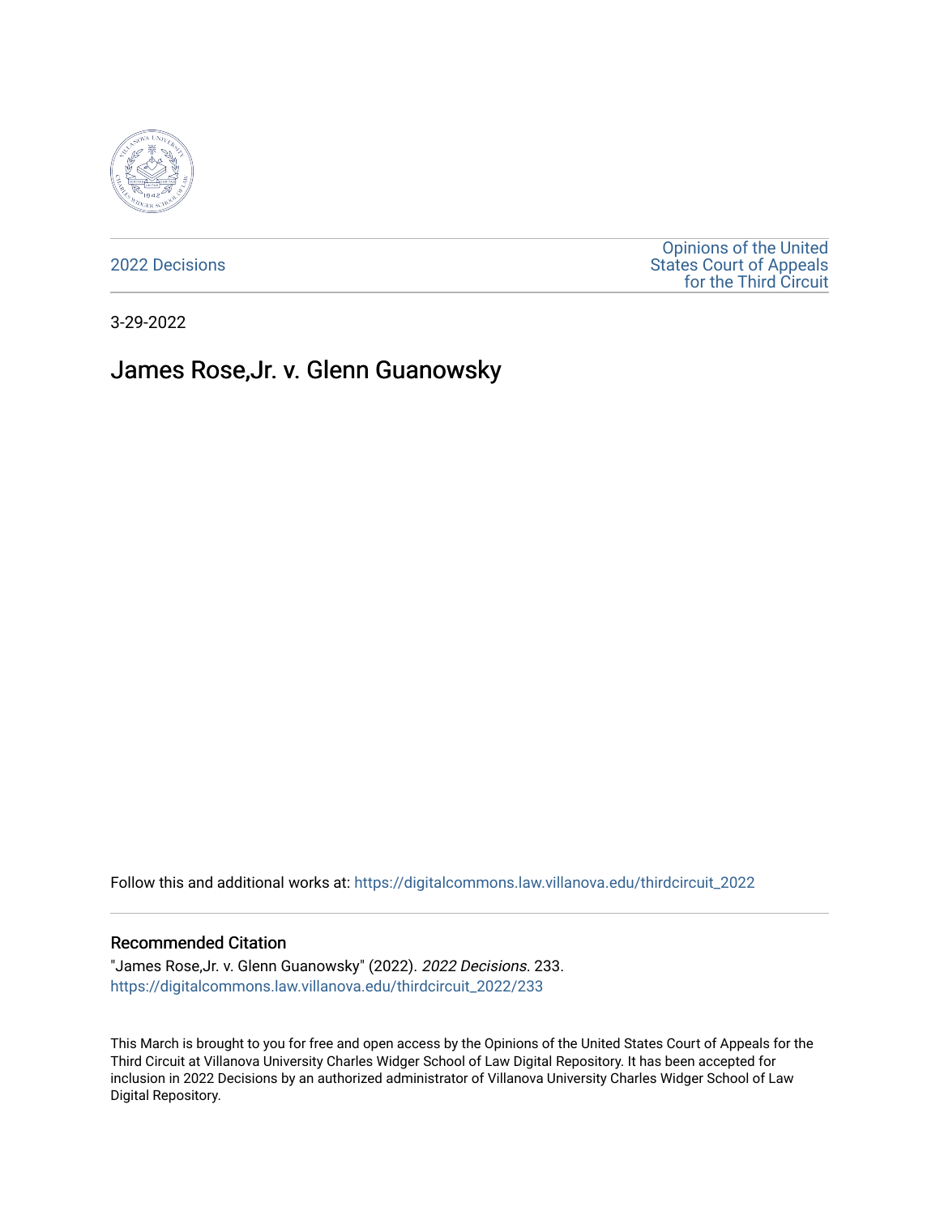2022 Decisions

Opinions of the United States Court of Appeals for the Third Circuit

3-29-2022

# James Rose,Jr. v. Glenn Guanowsky

Follow this and additional works at: https://digitalcommons.law.villanova.edu/thirdcircuit_2022

## Recommended Citation

"James Rose,Jr. v. Glenn Guanowsky" (2022). *2022 Decisions*. 233.
https://digitalcommons.law.villanova.edu/thirdcircuit_2022/233

This March is brought to you for free and open access by the Opinions of the United States Court of Appeals for the Third Circuit at Villanova University Charles Widger School of Law Digital Repository. It has been accepted for inclusion in 2022 Decisions by an authorized administrator of Villanova University Charles Widger School of Law Digital Repository.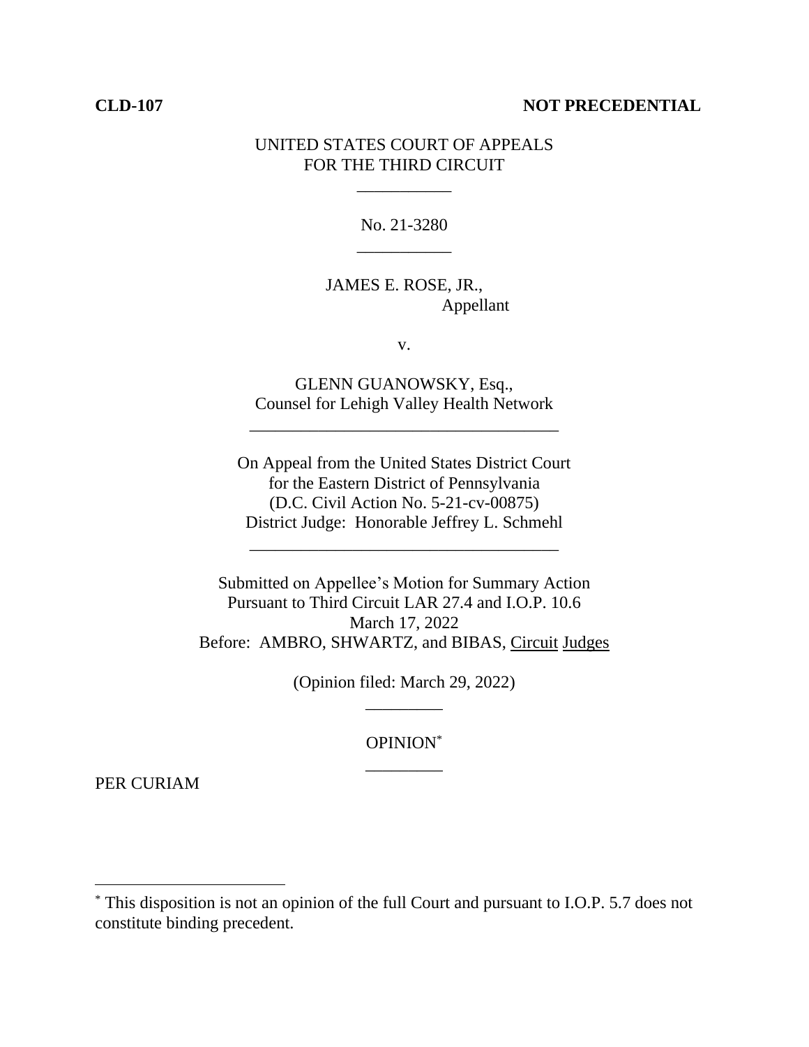**CLD-107** **NOT PRECEDENTIAL**

UNITED STATES COURT OF APPEALS
FOR THE THIRD CIRCUIT

___________

No. 21-3280

___________

JAMES E. ROSE, JR.,
Appellant

v.

GLENN GUANOWSKY, Esq.,
Counsel for Lehigh Valley Health Network

____________________________________

On Appeal from the United States District Court
for the Eastern District of Pennsylvania
(D.C. Civil Action No. 5-21-cv-00875)
District Judge: Honorable Jeffrey L. Schmehl

____________________________________

Submitted on Appellee's Motion for Summary Action
Pursuant to Third Circuit LAR 27.4 and I.O.P. 10.6
March 17, 2022
Before: AMBRO, SHWARTZ, and BIBAS, Circuit Judges

(Opinion filed: March 29, 2022)

_________

OPINION*

_________

PER CURIAM

---

* This disposition is not an opinion of the full Court and pursuant to I.O.P. 5.7 does not constitute binding precedent.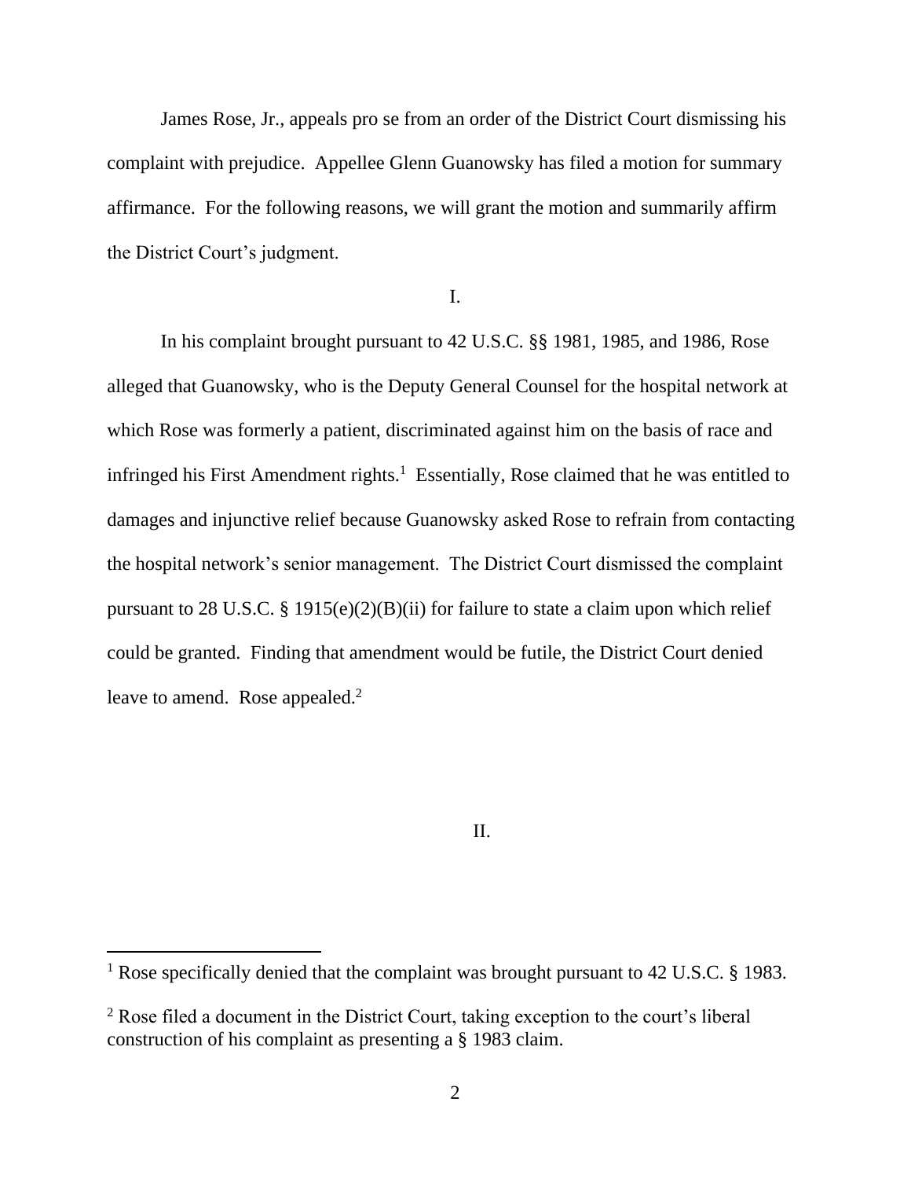James Rose, Jr., appeals pro se from an order of the District Court dismissing his complaint with prejudice. Appellee Glenn Guanowsky has filed a motion for summary affirmance. For the following reasons, we will grant the motion and summarily affirm the District Court's judgment.

I.

In his complaint brought pursuant to 42 U.S.C. §§ 1981, 1985, and 1986, Rose alleged that Guanowsky, who is the Deputy General Counsel for the hospital network at which Rose was formerly a patient, discriminated against him on the basis of race and infringed his First Amendment rights.[1] Essentially, Rose claimed that he was entitled to damages and injunctive relief because Guanowsky asked Rose to refrain from contacting the hospital network's senior management. The District Court dismissed the complaint pursuant to 28 U.S.C. § 1915(e)(2)(B)(ii) for failure to state a claim upon which relief could be granted. Finding that amendment would be futile, the District Court denied leave to amend. Rose appealed.[2]

II.

---

[1] Rose specifically denied that the complaint was brought pursuant to 42 U.S.C. § 1983.

[2] Rose filed a document in the District Court, taking exception to the court's liberal construction of his complaint as presenting a § 1983 claim.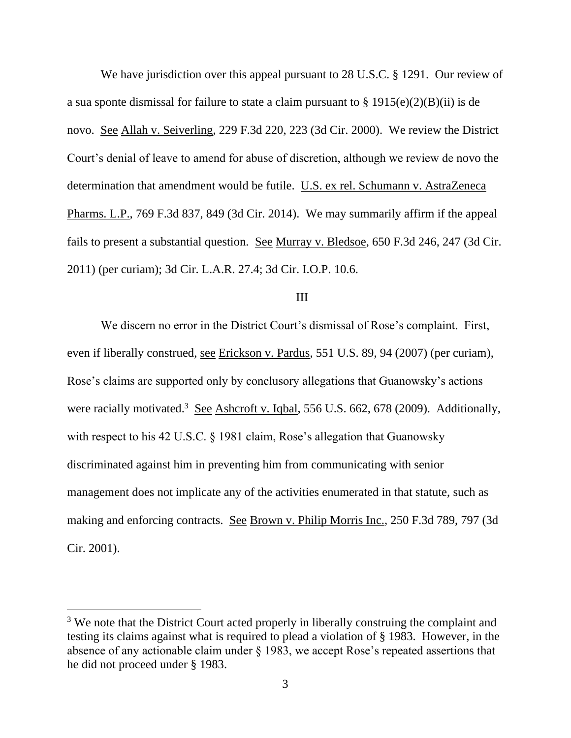We have jurisdiction over this appeal pursuant to 28 U.S.C. § 1291. Our review of a sua sponte dismissal for failure to state a claim pursuant to § 1915(e)(2)(B)(ii) is de novo. See Allah v. Seiverling, 229 F.3d 220, 223 (3d Cir. 2000). We review the District Court's denial of leave to amend for abuse of discretion, although we review de novo the determination that amendment would be futile. U.S. ex rel. Schumann v. AstraZeneca Pharms. L.P., 769 F.3d 837, 849 (3d Cir. 2014). We may summarily affirm if the appeal fails to present a substantial question. See Murray v. Bledsoe, 650 F.3d 246, 247 (3d Cir. 2011) (per curiam); 3d Cir. L.A.R. 27.4; 3d Cir. I.O.P. 10.6.

## III

We discern no error in the District Court's dismissal of Rose's complaint. First, even if liberally construed, see Erickson v. Pardus, 551 U.S. 89, 94 (2007) (per curiam), Rose's claims are supported only by conclusory allegations that Guanowsky's actions were racially motivated.[3] See Ashcroft v. Iqbal, 556 U.S. 662, 678 (2009). Additionally, with respect to his 42 U.S.C. § 1981 claim, Rose's allegation that Guanowsky discriminated against him in preventing him from communicating with senior management does not implicate any of the activities enumerated in that statute, such as making and enforcing contracts. See Brown v. Philip Morris Inc., 250 F.3d 789, 797 (3d Cir. 2001).

---

[3] We note that the District Court acted properly in liberally construing the complaint and testing its claims against what is required to plead a violation of § 1983. However, in the absence of any actionable claim under § 1983, we accept Rose's repeated assertions that he did not proceed under § 1983.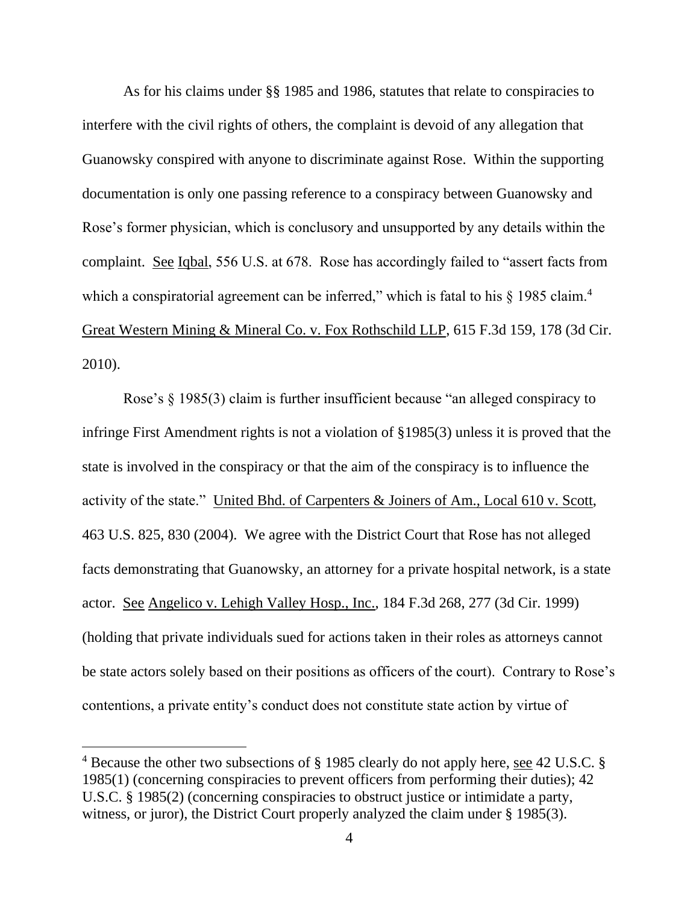As for his claims under §§ 1985 and 1986, statutes that relate to conspiracies to interfere with the civil rights of others, the complaint is devoid of any allegation that Guanowsky conspired with anyone to discriminate against Rose. Within the supporting documentation is only one passing reference to a conspiracy between Guanowsky and Rose's former physician, which is conclusory and unsupported by any details within the complaint. See Iqbal, 556 U.S. at 678. Rose has accordingly failed to "assert facts from which a conspiratorial agreement can be inferred," which is fatal to his § 1985 claim.[4] Great Western Mining & Mineral Co. v. Fox Rothschild LLP, 615 F.3d 159, 178 (3d Cir. 2010).

Rose's § 1985(3) claim is further insufficient because "an alleged conspiracy to infringe First Amendment rights is not a violation of §1985(3) unless it is proved that the state is involved in the conspiracy or that the aim of the conspiracy is to influence the activity of the state." United Bhd. of Carpenters & Joiners of Am., Local 610 v. Scott, 463 U.S. 825, 830 (2004). We agree with the District Court that Rose has not alleged facts demonstrating that Guanowsky, an attorney for a private hospital network, is a state actor. See Angelico v. Lehigh Valley Hosp., Inc., 184 F.3d 268, 277 (3d Cir. 1999) (holding that private individuals sued for actions taken in their roles as attorneys cannot be state actors solely based on their positions as officers of the court). Contrary to Rose's contentions, a private entity's conduct does not constitute state action by virtue of

[4] Because the other two subsections of § 1985 clearly do not apply here, see 42 U.S.C. § 1985(1) (concerning conspiracies to prevent officers from performing their duties); 42 U.S.C. § 1985(2) (concerning conspiracies to obstruct justice or intimidate a party, witness, or juror), the District Court properly analyzed the claim under § 1985(3).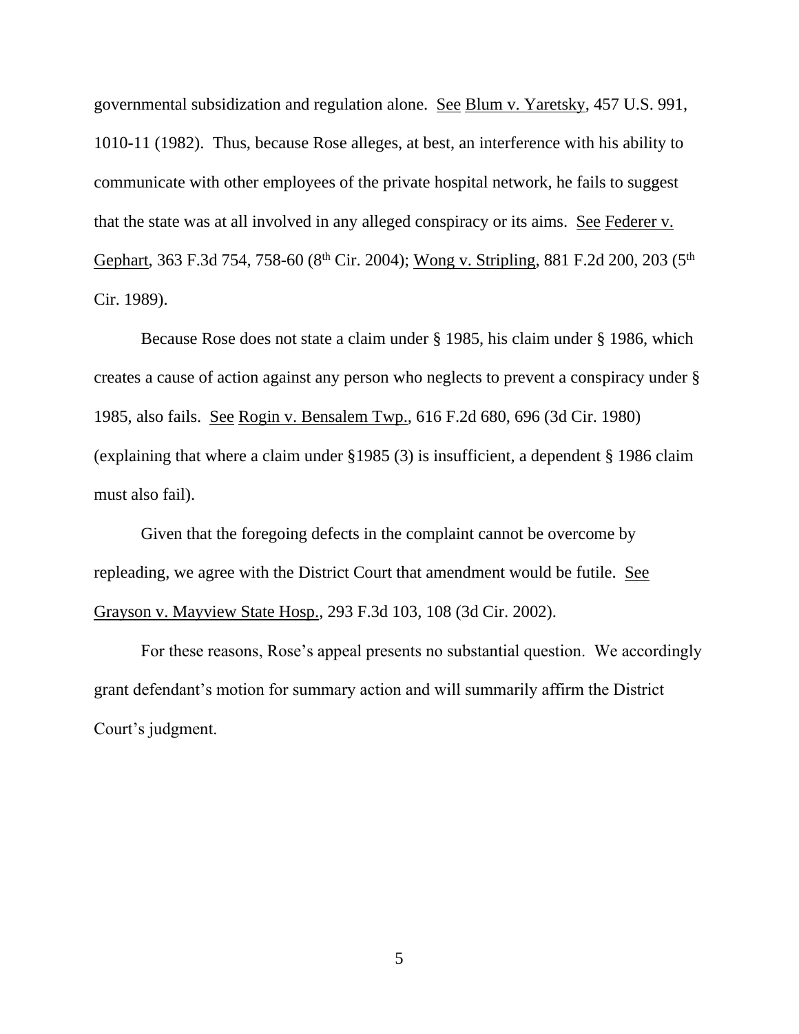governmental subsidization and regulation alone. See Blum v. Yaretsky, 457 U.S. 991, 1010-11 (1982). Thus, because Rose alleges, at best, an interference with his ability to communicate with other employees of the private hospital network, he fails to suggest that the state was at all involved in any alleged conspiracy or its aims. See Federer v. Gephart, 363 F.3d 754, 758-60 (8th Cir. 2004); Wong v. Stripling, 881 F.2d 200, 203 (5th Cir. 1989).

Because Rose does not state a claim under § 1985, his claim under § 1986, which creates a cause of action against any person who neglects to prevent a conspiracy under § 1985, also fails. See Rogin v. Bensalem Twp., 616 F.2d 680, 696 (3d Cir. 1980) (explaining that where a claim under §1985 (3) is insufficient, a dependent § 1986 claim must also fail).

Given that the foregoing defects in the complaint cannot be overcome by repleading, we agree with the District Court that amendment would be futile. See Grayson v. Mayview State Hosp., 293 F.3d 103, 108 (3d Cir. 2002).

For these reasons, Rose's appeal presents no substantial question. We accordingly grant defendant's motion for summary action and will summarily affirm the District Court's judgment.